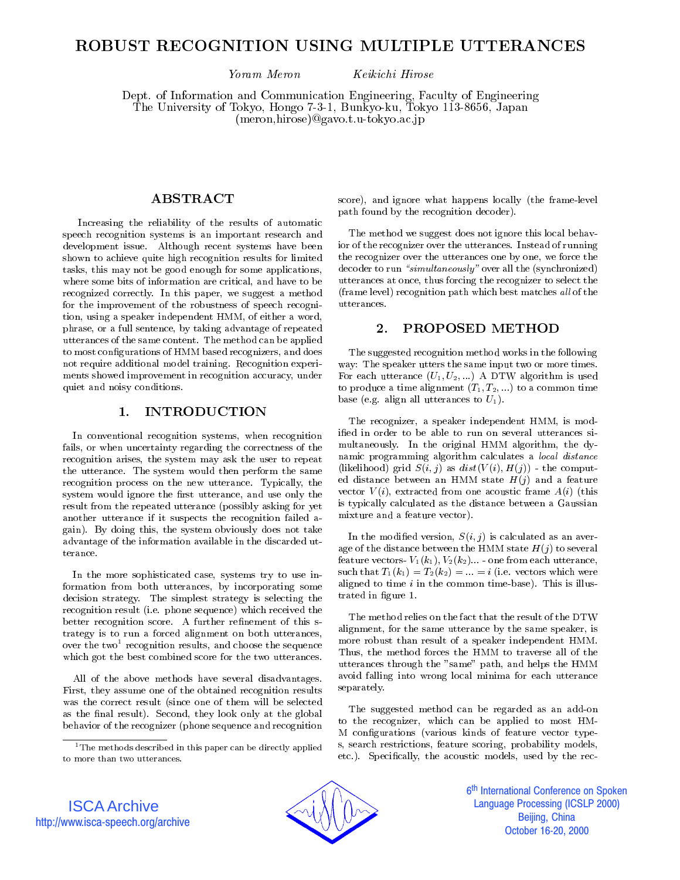# ROBUST RECOGNITION USING MULTIPLE UTTERANCES

*Yoram Meron* *Keikichi Hirose*

Dept. of Information and Communication Engineering, Faculty of Engineering
The University of Tokyo, Hongo 7-3-1, Bunkyo-ku, Tokyo 113-8656, Japan
(meron,hirose)@gavo.t.u-tokyo.ac.jp

## ABSTRACT

Increasing the reliability of the results of automatic speech recognition systems is an important research and development issue. Although recent systems have been shown to achieve quite high recognition results for limited tasks, this may not be good enough for some applications, where some bits of information are critical, and have to be recognized correctly. In this paper, we suggest a method for the improvement of the robustness of speech recognition, using a speaker independent HMM, of either a word, phrase, or a full sentence, by taking advantage of repeated utterances of the same content. The method can be applied to most configurations of HMM based recognizers, and does not require additional model training. Recognition experiments showed improvement in recognition accuracy, under quiet and noisy conditions.

## 1. INTRODUCTION

In conventional recognition systems, when recognition fails, or when uncertainty regarding the correctness of the recognition arises, the system may ask the user to repeat the utterance. The system would then perform the same recognition process on the new utterance. Typically, the system would ignore the first utterance, and use only the result from the repeated utterance (possibly asking for yet another utterance if it suspects the recognition failed again). By doing this, the system obviously does not take advantage of the information available in the discarded utterance.

In the more sophisticated case, systems try to use information from both utterances, by incorporating some decision strategy. The simplest strategy is selecting the recognition result (i.e. phone sequence) which received the better recognition score. A further refinement of this strategy is to run a forced alignment on both utterances, over the two[1] recognition results, and choose the sequence which got the best combined score for the two utterances.

All of the above methods have several disadvantages. First, they assume one of the obtained recognition results was the correct result (since one of them will be selected as the final result). Second, they look only at the global behavior of the recognizer (phone sequence and recognition score), and ignore what happens locally (the frame-level path found by the recognition decoder).

The method we suggest does not ignore this local behavior of the recognizer over the utterances. Instead of running the recognizer over the utterances one by one, we force the decoder to run *"simultaneously"* over all the (synchronized) utterances at once, thus forcing the recognizer to select the (frame level) recognition path which best matches *all* of the utterances.

[1] The methods described in this paper can be directly applied to more than two utterances.

## 2. PROPOSED METHOD

The suggested recognition method works in the following way: The speaker utters the same input two or more times. For each utterance ($U_1, U_2, ...$) A DTW algorithm is used to produce a time alignment ($T_1, T_2, ...$) to a common time base (e.g. align all utterances to $U_1$).

The recognizer, a speaker independent HMM, is modified in order to be able to run on several utterances simultaneously. In the original HMM algorithm, the dynamic programming algorithm calculates a *local distance* (likelihood) grid $S(i,j)$ as $dist(V(i), H(j))$ - the computed distance between an HMM state $H(j)$ and a feature vector $V(i)$, extracted from one acoustic frame $A(i)$ (this is typically calculated as the distance between a Gaussian mixture and a feature vector).

In the modified version, $S(i,j)$ is calculated as an average of the distance between the HMM state $H(j)$ to several feature vectors- $V_1(k_1), V_2(k_2)...$ - one from each utterance, such that $T_1(k_1) = T_2(k_2) = ... = i$ (i.e. vectors which were aligned to time $i$ in the common time-base). This is illustrated in figure 1.

The method relies on the fact that the result of the DTW alignment, for the same utterance by the same speaker, is more robust than result of a speaker independent HMM. Thus, the method forces the HMM to traverse all of the utterances through the "same" path, and helps the HMM avoid falling into wrong local minima for each utterance separately.

The suggested method can be regarded as an add-on to the recognizer, which can be applied to most HMM configurations (various kinds of feature vector types, search restrictions, feature scoring, probability models, etc.). Specifically, the acoustic models, used by the rec-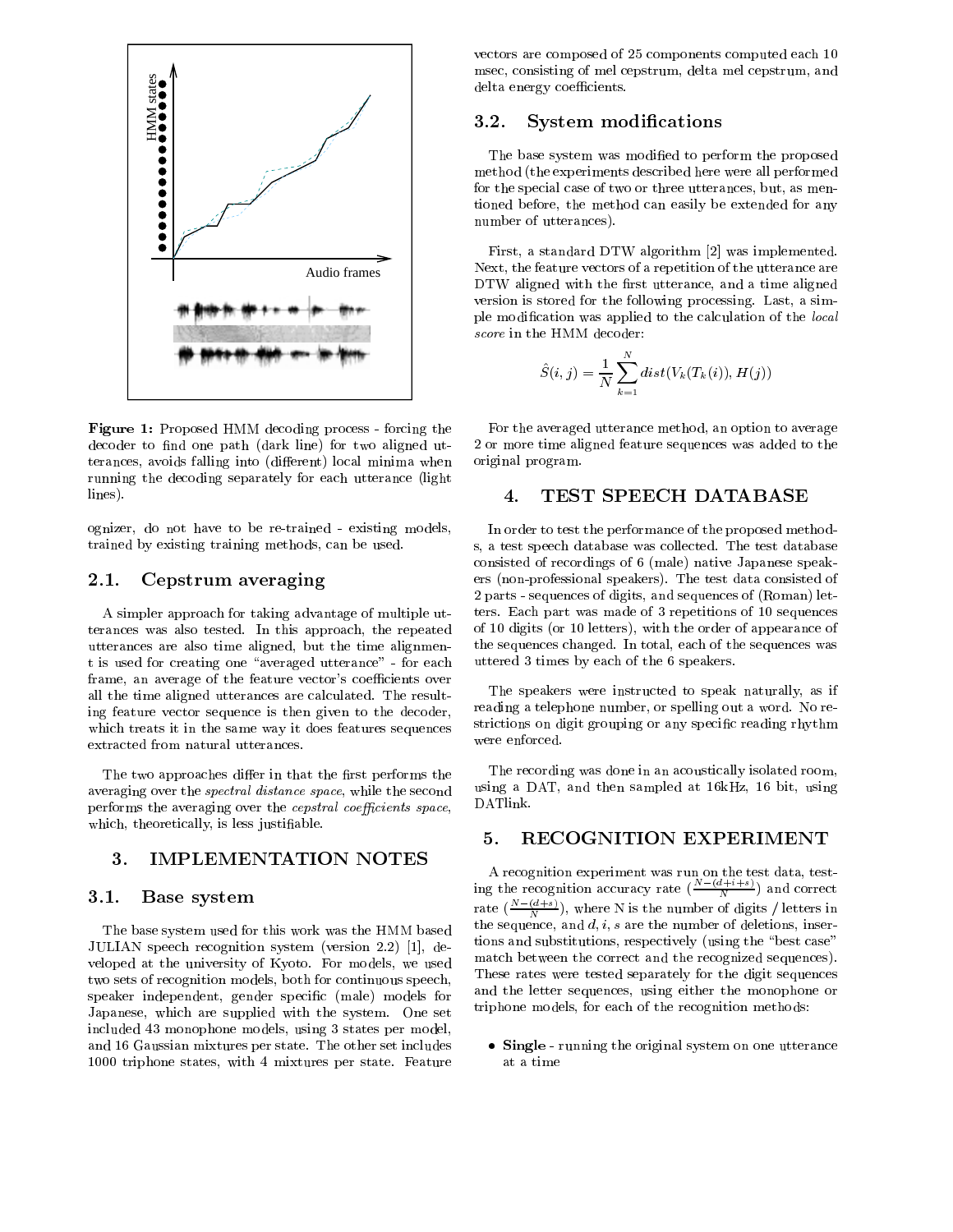**Figure 1:** Proposed HMM decoding process - forcing the decoder to find one path (dark line) for two aligned utterances, avoids falling into (different) local minima when running the decoding separately for each utterance (light lines).

ognizer, do not have to be re-trained - existing models, trained by existing training methods, can be used.

### 2.1. Cepstrum averaging

A simpler approach for taking advantage of multiple utterances was also tested. In this approach, the repeated utterances are also time aligned, but the time alignment is used for creating one "averaged utterance" - for each frame, an average of the feature vector's coefficients over all the time aligned utterances are calculated. The resulting feature vector sequence is then given to the decoder, which treats it in the same way it does features sequences extracted from natural utterances.

The two approaches differ in that the first performs the averaging over the *spectral distance space*, while the second performs the averaging over the *cepstral coefficients space*, which, theoretically, is less justifiable.

## 3. IMPLEMENTATION NOTES

### 3.1. Base system

The base system used for this work was the HMM based JULIAN speech recognition system (version 2.2) [1], developed at the university of Kyoto. For models, we used two sets of recognition models, both for continuous speech, speaker independent, gender specific (male) models for Japanese, which are supplied with the system. One set included 43 monophone models, using 3 states per model, and 16 Gaussian mixtures per state. The other set includes 1000 triphone states, with 4 mixtures per state. Feature vectors are composed of 25 components computed each 10 msec, consisting of mel cepstrum, delta mel cepstrum, and delta energy coefficients.

### 3.2. System modifications

The base system was modified to perform the proposed method (the experiments described here were all performed for the special case of two or three utterances, but, as mentioned before, the method can easily be extended for any number of utterances).

First, a standard DTW algorithm [2] was implemented. Next, the feature vectors of a repetition of the utterance are DTW aligned with the first utterance, and a time aligned version is stored for the following processing. Last, a simple modification was applied to the calculation of the *local score* in the HMM decoder:

$$\hat{S}(i,j) = \frac{1}{N}\sum_{k=1}^{N} dist(V_k(T_k(i)), H(j))$$

For the averaged utterance method, an option to average 2 or more time aligned feature sequences was added to the original program.

## 4. TEST SPEECH DATABASE

In order to test the performance of the proposed methods, a test speech database was collected. The test database consisted of recordings of 6 (male) native Japanese speakers (non-professional speakers). The test data consisted of 2 parts - sequences of digits, and sequences of (Roman) letters. Each part was made of 3 repetitions of 10 sequences of 10 digits (or 10 letters), with the order of appearance of the sequences changed. In total, each of the sequences was uttered 3 times by each of the 6 speakers.

The speakers were instructed to speak naturally, as if reading a telephone number, or spelling out a word. No restrictions on digit grouping or any specific reading rhythm were enforced.

The recording was done in an acoustically isolated room, using a DAT, and then sampled at 16kHz, 16 bit, using DATlink.

## 5. RECOGNITION EXPERIMENT

A recognition experiment was run on the test data, testing the recognition accuracy rate ($\frac{N-(d+i+s)}{N}$) and correct rate ($\frac{N-(d+s)}{N}$), where N is the number of digits / letters in the sequence, and $d, i, s$ are the number of deletions, insertions and substitutions, respectively (using the "best case" match between the correct and the recognized sequences). These rates were tested separately for the digit sequences and the letter sequences, using either the monophone or triphone models, for each of the recognition methods:

- **Single** - running the original system on one utterance at a time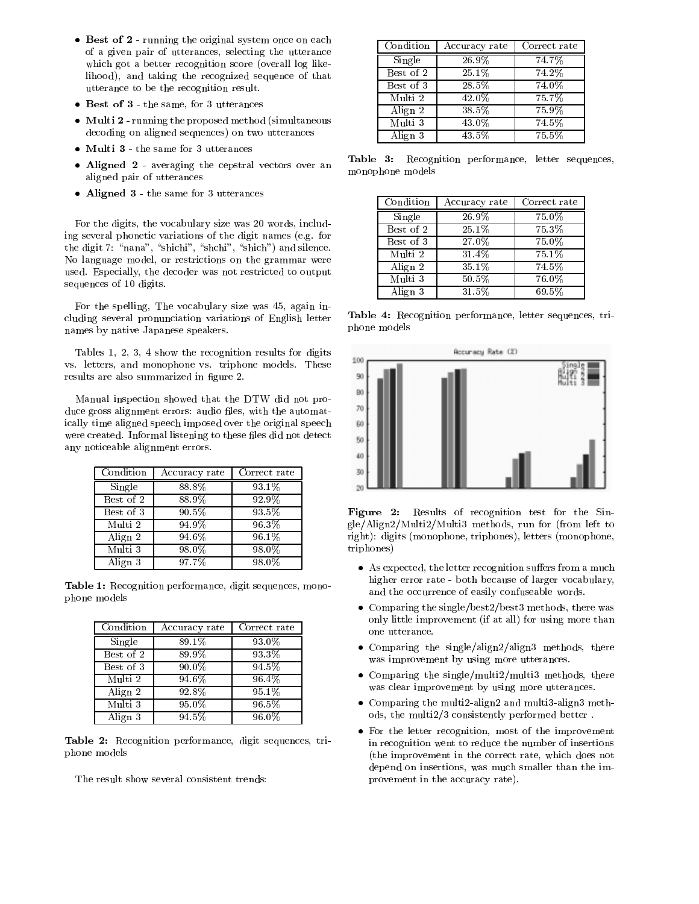- **Best of 2** - running the original system once on each of a given pair of utterances, selecting the utterance which got a better recognition score (overall log likelihood), and taking the recognized sequence of that utterance to be the recognition result.
- **Best of 3** - the same, for 3 utterances
- **Multi 2** - running the proposed method (simultaneous decoding on aligned sequences) on two utterances
- **Multi 3** - the same for 3 utterances
- **Aligned 2** - averaging the cepstral vectors over an aligned pair of utterances
- **Aligned 3** - the same for 3 utterances

For the digits, the vocabulary size was 20 words, including several phonetic variations of the digit names (e.g. for the digit 7: "nana", "shichi", "shchi", "shich") and silence. No language model, or restrictions on the grammar were used. Especially, the decoder was not restricted to output sequences of 10 digits.

For the spelling, The vocabulary size was 45, again including several pronunciation variations of English letter names by native Japanese speakers.

Tables 1, 2, 3, 4 show the recognition results for digits vs. letters, and monophone vs. triphone models. These results are also summarized in figure 2.

Manual inspection showed that the DTW did not produce gross alignment errors: audio files, with the automatically time aligned speech imposed over the original speech were created. Informal listening to these files did not detect any noticeable alignment errors.

| Condition | Accuracy rate | Correct rate |
|---|---|---|
| Single | 88.8% | 93.1% |
| Best of 2 | 88.9% | 92.9% |
| Best of 3 | 90.5% | 93.5% |
| Multi 2 | 94.9% | 96.3% |
| Align 2 | 94.6% | 96.1% |
| Multi 3 | 98.0% | 98.0% |
| Align 3 | 97.7% | 98.0% |

**Table 1:** Recognition performance, digit sequences, monophone models

| Condition | Accuracy rate | Correct rate |
|---|---|---|
| Single | 89.1% | 93.0% |
| Best of 2 | 89.9% | 93.3% |
| Best of 3 | 90.0% | 94.5% |
| Multi 2 | 94.6% | 96.4% |
| Align 2 | 92.8% | 95.1% |
| Multi 3 | 95.0% | 96.5% |
| Align 3 | 94.5% | 96.0% |

**Table 2:** Recognition performance, digit sequences, triphone models

The result show several consistent trends:

| Condition | Accuracy rate | Correct rate |
|---|---|---|
| Single | 26.9% | 74.7% |
| Best of 2 | 25.1% | 74.2% |
| Best of 3 | 28.5% | 74.0% |
| Multi 2 | 42.0% | 75.7% |
| Align 2 | 38.5% | 75.9% |
| Multi 3 | 43.0% | 74.5% |
| Align 3 | 43.5% | 75.5% |

**Table 3:** Recognition performance, letter sequences, monophone models

| Condition | Accuracy rate | Correct rate |
|---|---|---|
| Single | 26.9% | 75.0% |
| Best of 2 | 25.1% | 75.3% |
| Best of 3 | 27.0% | 75.0% |
| Multi 2 | 31.4% | 75.1% |
| Align 2 | 35.1% | 74.5% |
| Multi 3 | 50.5% | 76.0% |
| Align 3 | 31.5% | 69.5% |

**Table 4:** Recognition performance, letter sequences, triphone models

**Figure 2:** Results of recognition test for the Single/Align2/Multi2/Multi3 methods, run for (from left to right): digits (monophone, triphones), letters (monophone, triphones)

- As expected, the letter recognition suffers from a much higher error rate - both because of larger vocabulary, and the occurrence of easily confuseable words.
- Comparing the single/best2/best3 methods, there was only little improvement (if at all) for using more than one utterance.
- Comparing the single/align2/align3 methods, there was improvement by using more utterances.
- Comparing the single/multi2/multi3 methods, there was clear improvement by using more utterances.
- Comparing the multi2-align2 and multi3-align3 methods, the multi2/3 consistently performed better .
- For the letter recognition, most of the improvement in recognition went to reduce the number of insertions (the improvement in the correct rate, which does not depend on insertions, was much smaller than the improvement in the accuracy rate).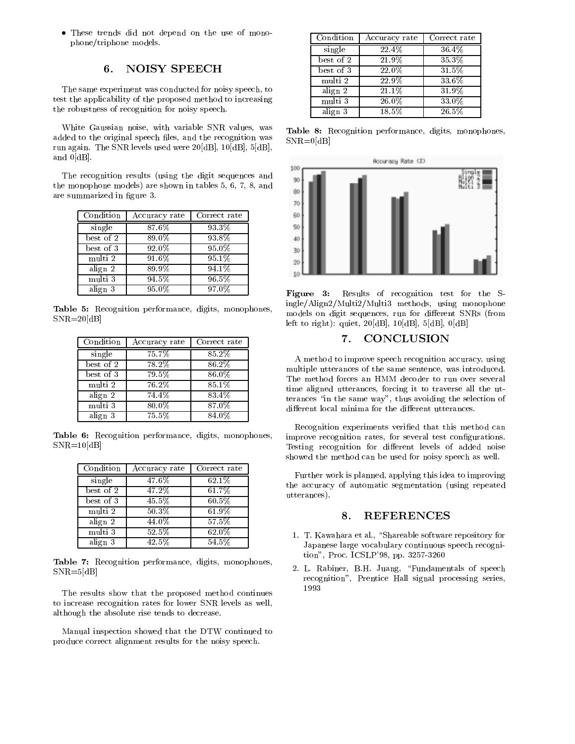- These trends did not depend on the use of monophone/triphone models.

## 6. NOISY SPEECH

The same experiment was conducted for noisy speech, to test the applicability of the proposed method to increasing the robustness of recognition for noisy speech.

White Gaussian noise, with variable SNR values, was added to the original speech files, and the recognition was run again. The SNR levels used were 20[dB], 10[dB], 5[dB], and 0[dB].

The recognition results (using the digit sequences and the monophone models) are shown in tables 5, 6, 7, 8, and are summarized in figure 3.

| Condition | Accuracy rate | Correct rate |
|---|---|---|
| single | 87.6% | 93.3% |
| best of 2 | 89.0% | 93.8% |
| best of 3 | 92.0% | 95.0% |
| multi 2 | 91.6% | 95.1% |
| align 2 | 89.9% | 94.1% |
| multi 3 | 94.5% | 96.5% |
| align 3 | 95.0% | 97.0% |

**Table 5:** Recognition performance, digits, monophones, SNR=20[dB]

| Condition | Accuracy rate | Correct rate |
|---|---|---|
| single | 75.7% | 85.2% |
| best of 2 | 78.2% | 86.2% |
| best of 3 | 79.5% | 86.0% |
| multi 2 | 76.2% | 85.1% |
| align 2 | 74.4% | 83.4% |
| multi 3 | 80.0% | 87.0% |
| align 3 | 75.5% | 84.0% |

**Table 6:** Recognition performance, digits, monophones, SNR=10[dB]

| Condition | Accuracy rate | Correct rate |
|---|---|---|
| single | 47.6% | 62.1% |
| best of 2 | 47.2% | 61.7% |
| best of 3 | 45.5% | 60.5% |
| multi 2 | 50.3% | 61.9% |
| align 2 | 44.0% | 57.5% |
| multi 3 | 52.5% | 62.0% |
| align 3 | 42.5% | 54.5% |

**Table 7:** Recognition performance, digits, monophones, SNR=5[dB]

The results show that the proposed method continues to increase recognition rates for lower SNR levels as well, although the absolute rise tends to decrease.

Manual inspection showed that the DTW continued to produce correct alignment results for the noisy speech.

| Condition | Accuracy rate | Correct rate |
|---|---|---|
| single | 22.4% | 36.4% |
| best of 2 | 21.9% | 35.3% |
| best of 3 | 22.0% | 31.5% |
| multi 2 | 22.9% | 33.6% |
| align 2 | 21.1% | 31.9% |
| multi 3 | 26.0% | 33.0% |
| align 3 | 18.5% | 26.5% |

**Table 8:** Recognition performance, digits, monophones, SNR=0[dB]

Accuracy Rate (%)

Single
Align 2
Multi 2
Multi 3

100
90
80
70
60
50
40
30
20
10

**Figure 3:** Results of recognition test for the Single/Align2/Multi2/Multi3 methods, using monophone models on digit sequences, run for different SNRs (from left to right): quiet, 20[dB], 10[dB], 5[dB], 0[dB]

## 7. CONCLUSION

A method to improve speech recognition accuracy, using multiple utterances of the same sentence, was introduced. The method forces an HMM decoder to run over several time aligned utterances, forcing it to traverse all the utterances "in the same way", thus avoiding the selection of different local minima for the different utterances.

Recognition experiments verified that this method can improve recognition rates, for several test configurations. Testing recognition for different levels of added noise showed the method can be used for noisy speech as well.

Further work is planned, applying this idea to improving the accuracy of automatic segmentation (using repeated utterances).

## 8. REFERENCES

1. T. Kawahara et al., "Shareable software repository for Japanese large vocabulary continuous speech recognition", Proc. ICSLP'98, pp. 3257-3260
2. L. Rabiner, B.H. Juang, "Fundamentals of speech recognition", Prentice Hall signal processing series, 1993